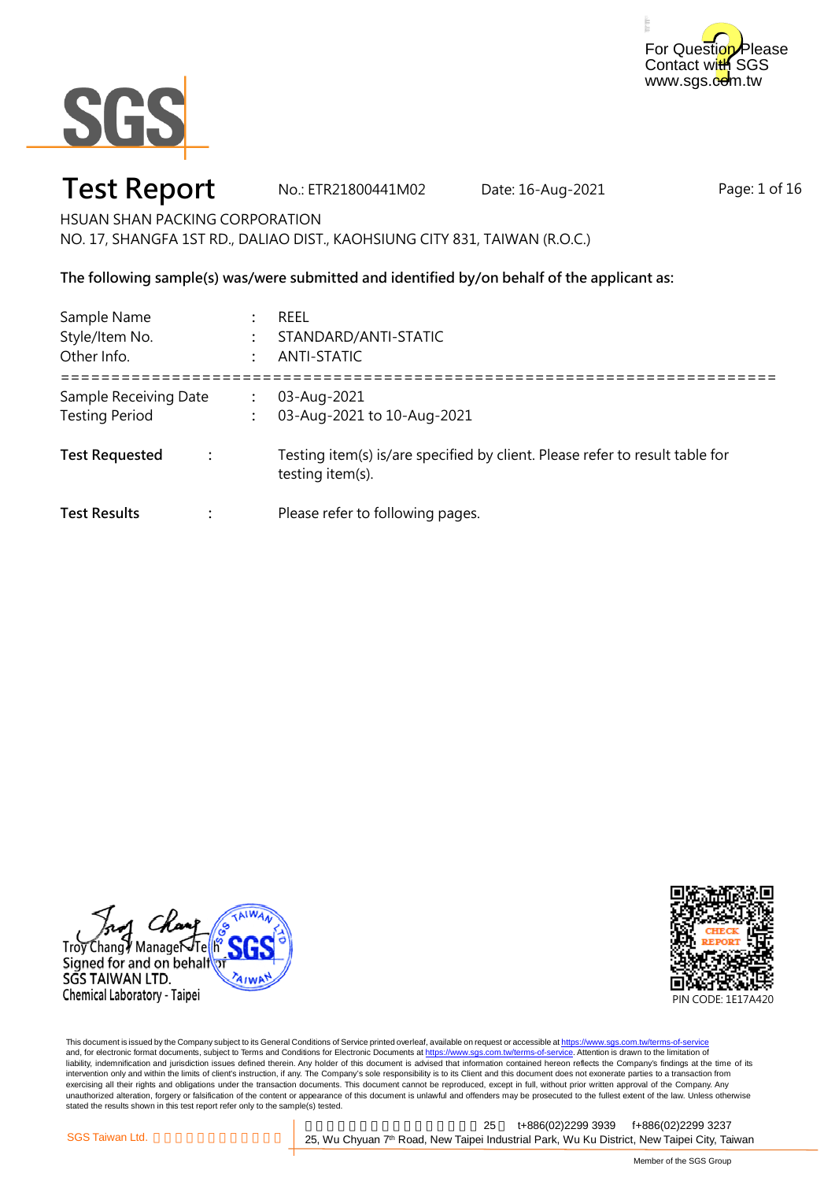# Test Report

No.: ETR21800441M02 Date: 16-Aug-2021

HSUAN SHAN PACKING CORPORATION
NO. 17, SHANGFA 1ST RD., DALIAO DIST., KAOHSIUNG CITY 831, TAIWAN (R.O.C.)

**The following sample(s) was/were submitted and identified by/on behalf of the applicant as:**

Sample Name : REEL
Style/Item No. : STANDARD/ANTI-STATIC
Other Info. : ANTI-STATIC

===================================================================

Sample Receiving Date : 03-Aug-2021
Testing Period : 03-Aug-2021 to 10-Aug-2021

**Test Requested** : Testing item(s) is/are specified by client. Please refer to result table for testing item(s).

**Test Results** : Please refer to following pages.

Troy Chang / Manager - Tech
Signed for and on behalf of
SGS TAIWAN LTD.
Chemical Laboratory - Taipei

PIN CODE: 1E17A420

This document is issued by the Company subject to its General Conditions of Service printed overleaf, available on request or accessible at https://www.sgs.com.tw/terms-of-service and, for electronic format documents, subject to Terms and Conditions for Electronic Documents at https://www.sgs.com.tw/terms-of-service. Attention is drawn to the limitation of liability, indemnification and jurisdiction issues defined therein. Any holder of this document is advised that information contained hereon reflects the Company's findings at the time of its intervention only and within the limits of client's instruction, if any. The Company's sole responsibility is to its Client and this document does not exonerate parties to a transaction from exercising all their rights and obligations under the transaction documents. This document cannot be reproduced, except in full, without prior written approval of the Company. Any unauthorized alteration, forgery or falsification of the content or appearance of this document is unlawful and offenders may be prosecuted to the fullest extent of the law. Unless otherwise stated the results shown in this test report refer only to the sample(s) tested.

SGS Taiwan Ltd. | t+886(02)2299 3939 f+886(02)2299 3237
25, Wu Chyuan 7th Road, New Taipei Industrial Park, Wu Ku District, New Taipei City, Taiwan

Member of the SGS Group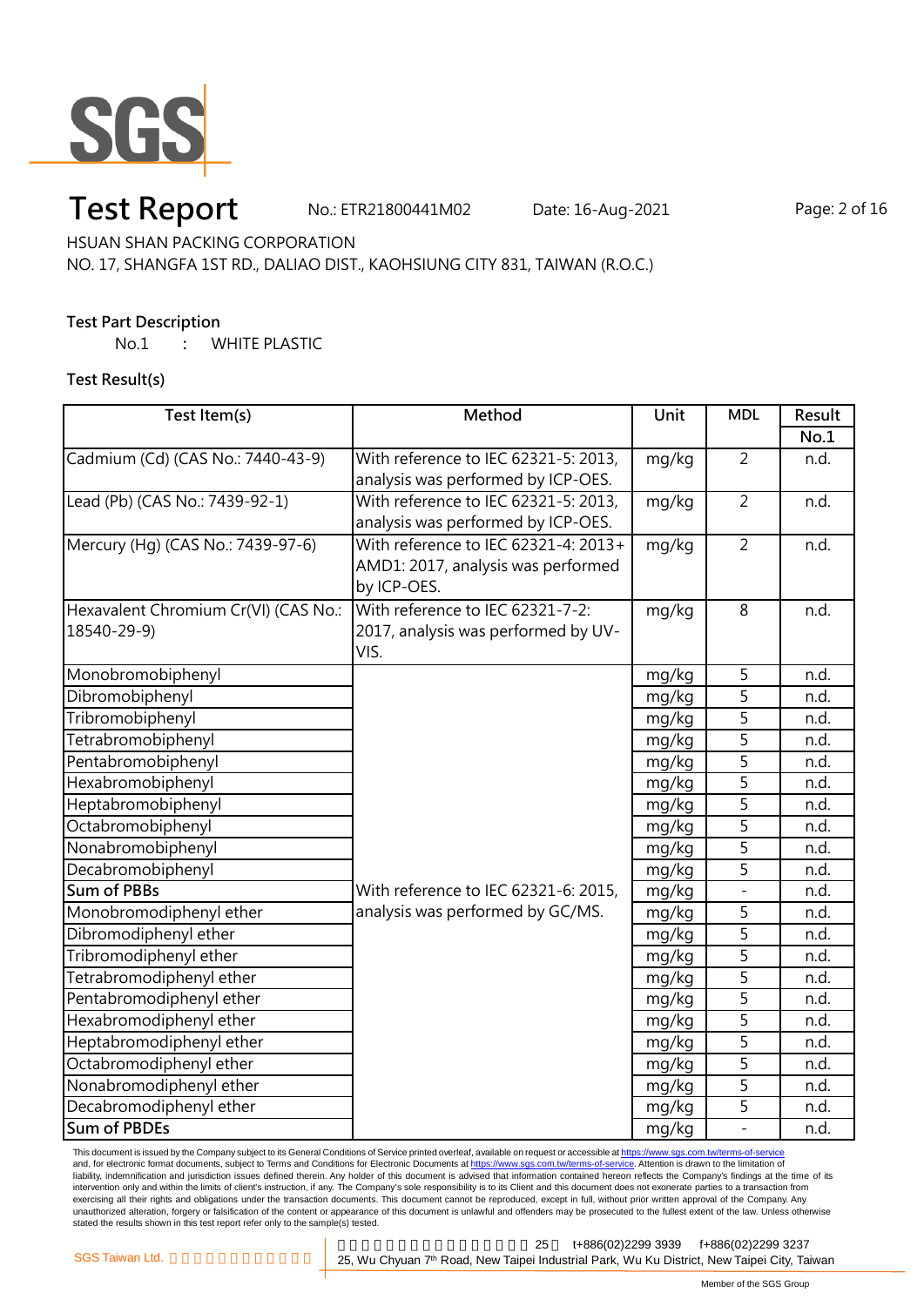# Test Report

No.: ETR21800441M02 Date: 16-Aug-2021

HSUAN SHAN PACKING CORPORATION

NO. 17, SHANGFA 1ST RD., DALIAO DIST., KAOHSIUNG CITY 831, TAIWAN (R.O.C.)

**Test Part Description**

No.1 : WHITE PLASTIC

**Test Result(s)**

| Test Item(s) | Method | Unit | MDL | Result |
|---|---|---|---|---|
| | | | | No.1 |
| Cadmium (Cd) (CAS No.: 7440-43-9) | With reference to IEC 62321-5: 2013, analysis was performed by ICP-OES. | mg/kg | 2 | n.d. |
| Lead (Pb) (CAS No.: 7439-92-1) | With reference to IEC 62321-5: 2013, analysis was performed by ICP-OES. | mg/kg | 2 | n.d. |
| Mercury (Hg) (CAS No.: 7439-97-6) | With reference to IEC 62321-4: 2013+ AMD1: 2017, analysis was performed by ICP-OES. | mg/kg | 2 | n.d. |
| Hexavalent Chromium Cr(VI) (CAS No.: 18540-29-9) | With reference to IEC 62321-7-2: 2017, analysis was performed by UV-VIS. | mg/kg | 8 | n.d. |
| Monobromobiphenyl | With reference to IEC 62321-6: 2015, analysis was performed by GC/MS. | mg/kg | 5 | n.d. |
| Dibromobiphenyl | | mg/kg | 5 | n.d. |
| Tribromobiphenyl | | mg/kg | 5 | n.d. |
| Tetrabromobiphenyl | | mg/kg | 5 | n.d. |
| Pentabromobiphenyl | | mg/kg | 5 | n.d. |
| Hexabromobiphenyl | | mg/kg | 5 | n.d. |
| Heptabromobiphenyl | | mg/kg | 5 | n.d. |
| Octabromobiphenyl | | mg/kg | 5 | n.d. |
| Nonabromobiphenyl | | mg/kg | 5 | n.d. |
| Decabromobiphenyl | | mg/kg | 5 | n.d. |
| **Sum of PBBs** | | mg/kg | - | n.d. |
| Monobromodiphenyl ether | | mg/kg | 5 | n.d. |
| Dibromodiphenyl ether | | mg/kg | 5 | n.d. |
| Tribromodiphenyl ether | | mg/kg | 5 | n.d. |
| Tetrabromodiphenyl ether | | mg/kg | 5 | n.d. |
| Pentabromodiphenyl ether | | mg/kg | 5 | n.d. |
| Hexabromodiphenyl ether | | mg/kg | 5 | n.d. |
| Heptabromodiphenyl ether | | mg/kg | 5 | n.d. |
| Octabromodiphenyl ether | | mg/kg | 5 | n.d. |
| Nonabromodiphenyl ether | | mg/kg | 5 | n.d. |
| Decabromodiphenyl ether | | mg/kg | 5 | n.d. |
| **Sum of PBDEs** | | mg/kg | - | n.d. |

This document is issued by the Company subject to its General Conditions of Service printed overleaf, available on request or accessible at https://www.sgs.com.tw/terms-of-service and, for electronic format documents, subject to Terms and Conditions for Electronic Documents at https://www.sgs.com.tw/terms-of-service. Attention is drawn to the limitation of liability, indemnification and jurisdiction issues defined therein. Any holder of this document is advised that information contained hereon reflects the Company's findings at the time of its intervention only and within the limits of client's instruction, if any. The Company's sole responsibility is to its Client and this document does not exonerate parties to a transaction from exercising all their rights and obligations under the transaction documents. This document cannot be reproduced, except in full, without prior written approval of the Company. Any unauthorized alteration, forgery or falsification of the content or appearance of this document is unlawful and offenders may be prosecuted to the fullest extent of the law. Unless otherwise stated the results shown in this test report refer only to the sample(s) tested.

SGS Taiwan Ltd. | 25, Wu Chyuan 7th Road, New Taipei Industrial Park, Wu Ku District, New Taipei City, Taiwan | t+886(02)2299 3939 f+886(02)2299 3237

Member of the SGS Group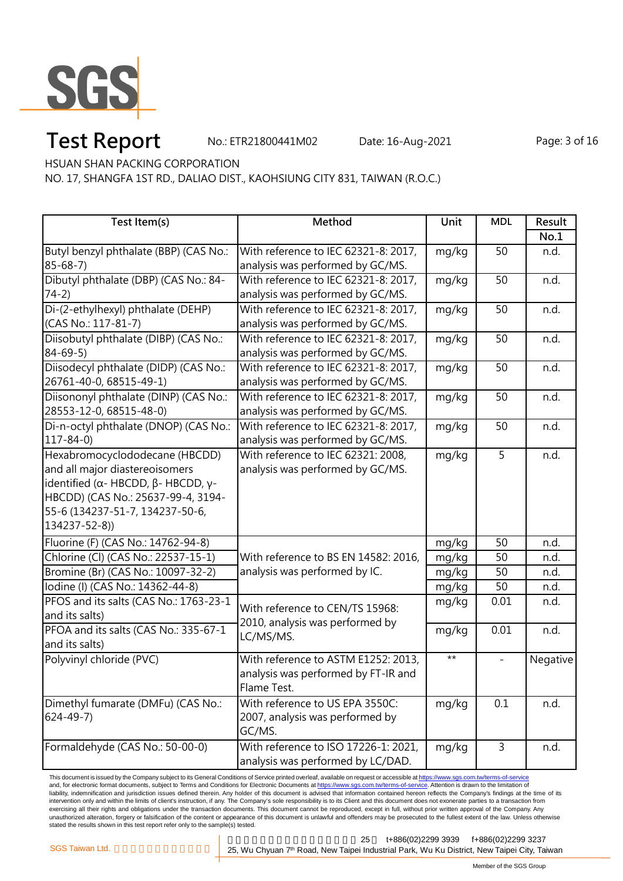# Test Report

No.: ETR21800441M02 Date: 16-Aug-2021

HSUAN SHAN PACKING CORPORATION

NO. 17, SHANGFA 1ST RD., DALIAO DIST., KAOHSIUNG CITY 831, TAIWAN (R.O.C.)

| Test Item(s) | Method | Unit | MDL | Result |
|---|---|---|---|---|
| | | | | No.1 |
| Butyl benzyl phthalate (BBP) (CAS No.: 85-68-7) | With reference to IEC 62321-8: 2017, analysis was performed by GC/MS. | mg/kg | 50 | n.d. |
| Dibutyl phthalate (DBP) (CAS No.: 84-74-2) | With reference to IEC 62321-8: 2017, analysis was performed by GC/MS. | mg/kg | 50 | n.d. |
| Di-(2-ethylhexyl) phthalate (DEHP) (CAS No.: 117-81-7) | With reference to IEC 62321-8: 2017, analysis was performed by GC/MS. | mg/kg | 50 | n.d. |
| Diisobutyl phthalate (DIBP) (CAS No.: 84-69-5) | With reference to IEC 62321-8: 2017, analysis was performed by GC/MS. | mg/kg | 50 | n.d. |
| Diisodecyl phthalate (DIDP) (CAS No.: 26761-40-0, 68515-49-1) | With reference to IEC 62321-8: 2017, analysis was performed by GC/MS. | mg/kg | 50 | n.d. |
| Diisononyl phthalate (DINP) (CAS No.: 28553-12-0, 68515-48-0) | With reference to IEC 62321-8: 2017, analysis was performed by GC/MS. | mg/kg | 50 | n.d. |
| Di-n-octyl phthalate (DNOP) (CAS No.: 117-84-0) | With reference to IEC 62321-8: 2017, analysis was performed by GC/MS. | mg/kg | 50 | n.d. |
| Hexabromocyclododecane (HBCDD) and all major diastereoisomers identified (α- HBCDD, β- HBCDD, γ- HBCDD) (CAS No.: 25637-99-4, 3194-55-6 (134237-51-7, 134237-50-6, 134237-52-8)) | With reference to IEC 62321: 2008, analysis was performed by GC/MS. | mg/kg | 5 | n.d. |
| Fluorine (F) (CAS No.: 14762-94-8) | With reference to BS EN 14582: 2016, analysis was performed by IC. | mg/kg | 50 | n.d. |
| Chlorine (Cl) (CAS No.: 22537-15-1) | | mg/kg | 50 | n.d. |
| Bromine (Br) (CAS No.: 10097-32-2) | | mg/kg | 50 | n.d. |
| Iodine (I) (CAS No.: 14362-44-8) | | mg/kg | 50 | n.d. |
| PFOS and its salts (CAS No.: 1763-23-1 and its salts) | With reference to CEN/TS 15968: 2010, analysis was performed by LC/MS/MS. | mg/kg | 0.01 | n.d. |
| PFOA and its salts (CAS No.: 335-67-1 and its salts) | | mg/kg | 0.01 | n.d. |
| Polyvinyl chloride (PVC) | With reference to ASTM E1252: 2013, analysis was performed by FT-IR and Flame Test. | ** | - | Negative |
| Dimethyl fumarate (DMFu) (CAS No.: 624-49-7) | With reference to US EPA 3550C: 2007, analysis was performed by GC/MS. | mg/kg | 0.1 | n.d. |
| Formaldehyde (CAS No.: 50-00-0) | With reference to ISO 17226-1: 2021, analysis was performed by LC/DAD. | mg/kg | 3 | n.d. |

This document is issued by the Company subject to its General Conditions of Service printed overleaf, available on request or accessible at https://www.sgs.com.tw/terms-of-service and, for electronic format documents, subject to Terms and Conditions for Electronic Documents at https://www.sgs.com.tw/terms-of-service. Attention is drawn to the limitation of liability, indemnification and jurisdiction issues defined therein. Any holder of this document is advised that information contained hereon reflects the Company's findings at the time of its intervention only and within the limits of client's instruction, if any. The Company's sole responsibility is to its Client and this document does not exonerate parties to a transaction from exercising all their rights and obligations under the transaction documents. This document cannot be reproduced, except in full, without prior written approval of the Company. Any unauthorized alteration, forgery or falsification of the content or appearance of this document is unlawful and offenders may be prosecuted to the fullest extent of the law. Unless otherwise stated the results shown in this test report refer only to the sample(s) tested.

SGS Taiwan Ltd. 25 t+886(02)2299 3939 f+886(02)2299 3237
25, Wu Chyuan 7th Road, New Taipei Industrial Park, Wu Ku District, New Taipei City, Taiwan

Member of the SGS Group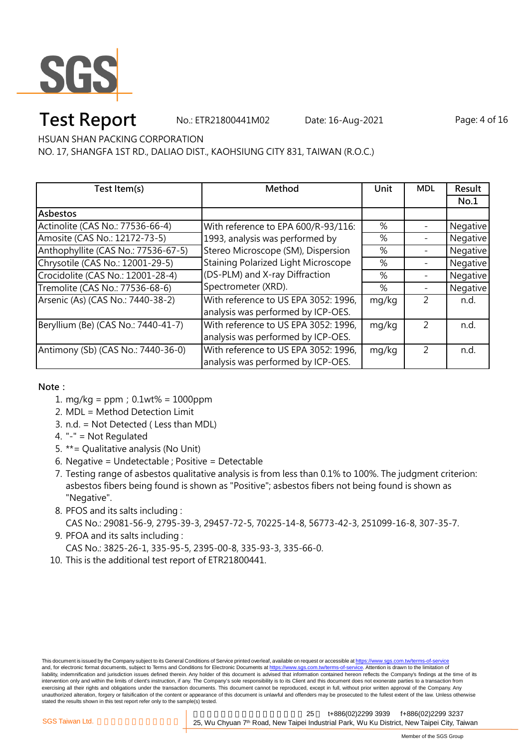# Test Report

No.: ETR21800441M02 Date: 16-Aug-2021

HSUAN SHAN PACKING CORPORATION

NO. 17, SHANGFA 1ST RD., DALIAO DIST., KAOHSIUNG CITY 831, TAIWAN (R.O.C.)

| Test Item(s) | Method | Unit | MDL | Result |
|---|---|---|---|---|
| | | | | No.1 |
| **Asbestos** | | | | |
| Actinolite (CAS No.: 77536-66-4) | With reference to EPA 600/R-93/116: 1993, analysis was performed by Stereo Microscope (SM), Dispersion Staining Polarized Light Microscope (DS-PLM) and X-ray Diffraction Spectrometer (XRD). | % | - | Negative |
| Amosite (CAS No.: 12172-73-5) | | % | - | Negative |
| Anthophyllite (CAS No.: 77536-67-5) | | % | - | Negative |
| Chrysotile (CAS No.: 12001-29-5) | | % | - | Negative |
| Crocidolite (CAS No.: 12001-28-4) | | % | - | Negative |
| Tremolite (CAS No.: 77536-68-6) | | % | - | Negative |
| Arsenic (As) (CAS No.: 7440-38-2) | With reference to US EPA 3052: 1996, analysis was performed by ICP-OES. | mg/kg | 2 | n.d. |
| Beryllium (Be) (CAS No.: 7440-41-7) | With reference to US EPA 3052: 1996, analysis was performed by ICP-OES. | mg/kg | 2 | n.d. |
| Antimony (Sb) (CAS No.: 7440-36-0) | With reference to US EPA 3052: 1996, analysis was performed by ICP-OES. | mg/kg | 2 | n.d. |

**Note：**

1. mg/kg = ppm；0.1wt% = 1000ppm
2. MDL = Method Detection Limit
3. n.d. = Not Detected ( Less than MDL)
4. "-" = Not Regulated
5. **= Qualitative analysis (No Unit)
6. Negative = Undetectable ; Positive = Detectable
7. Testing range of asbestos qualitative analysis is from less than 0.1% to 100%. The judgment criterion: asbestos fibers being found is shown as "Positive"; asbestos fibers not being found is shown as "Negative".
8. PFOS and its salts including :
   CAS No.: 29081-56-9, 2795-39-3, 29457-72-5, 70225-14-8, 56773-42-3, 251099-16-8, 307-35-7.
9. PFOA and its salts including :
   CAS No.: 3825-26-1, 335-95-5, 2395-00-8, 335-93-3, 335-66-0.
10. This is the additional test report of ETR21800441.

This document is issued by the Company subject to its General Conditions of Service printed overleaf, available on request or accessible at https://www.sgs.com.tw/terms-of-service and, for electronic format documents, subject to Terms and Conditions for Electronic Documents at https://www.sgs.com.tw/terms-of-service. Attention is drawn to the limitation of liability, indemnification and jurisdiction issues defined therein. Any holder of this document is advised that information contained hereon reflects the Company's findings at the time of its intervention only and within the limits of client's instruction, if any. The Company's sole responsibility is to its Client and this document does not exonerate parties to a transaction from exercising all their rights and obligations under the transaction documents. This document cannot be reproduced, except in full, without prior written approval of the Company. Any unauthorized alteration, forgery or falsification of the content or appearance of this document is unlawful and offenders may be prosecuted to the fullest extent of the law. Unless otherwise stated the results shown in this test report refer only to the sample(s) tested.

SGS Taiwan Ltd. 25, Wu Chyuan 7th Road, New Taipei Industrial Park, Wu Ku District, New Taipei City, Taiwan t+886(02)2299 3939 f+886(02)2299 3237

Member of the SGS Group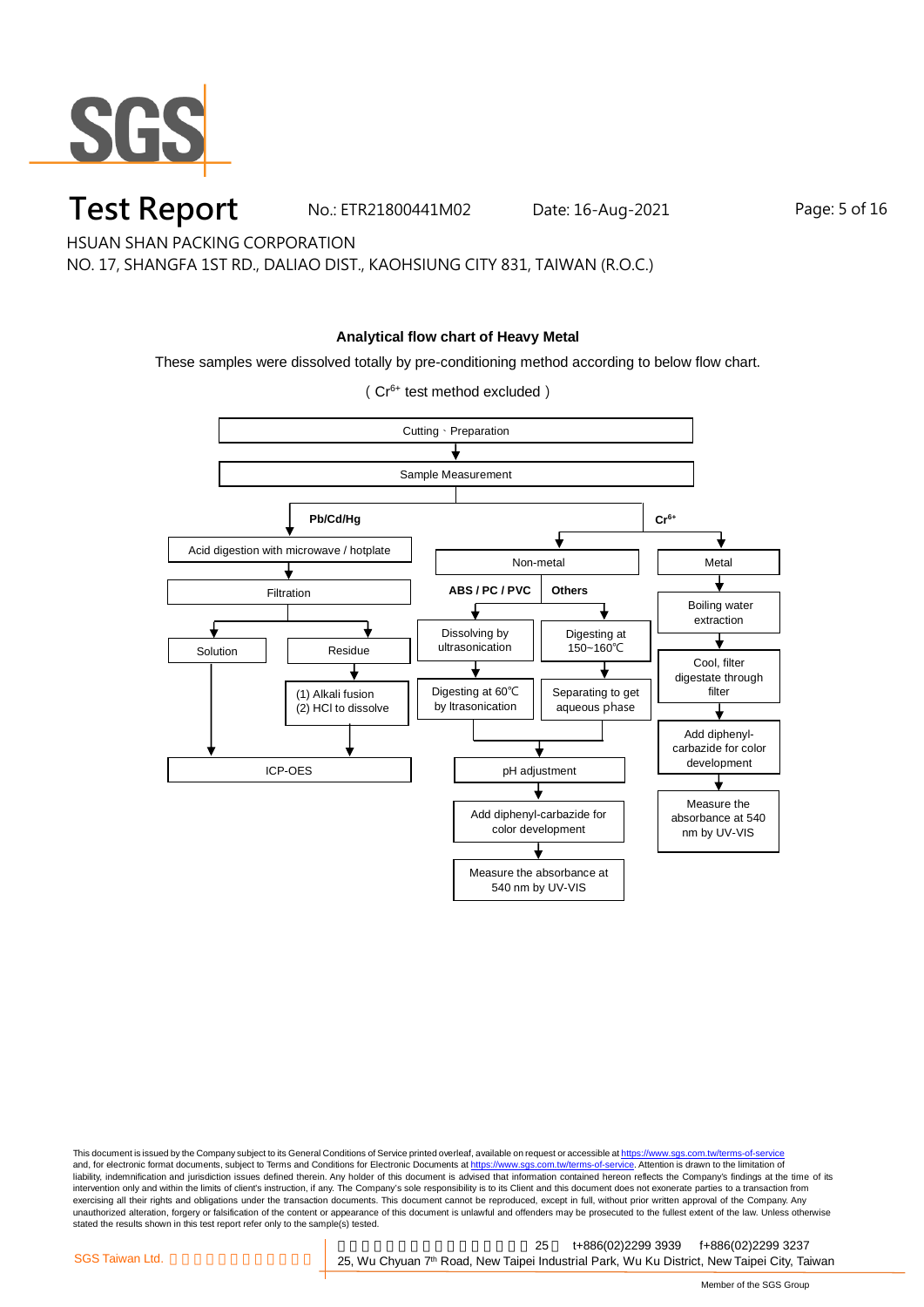# Test Report

No.: ETR21800441M02 Date: 16-Aug-2021

HSUAN SHAN PACKING CORPORATION

NO. 17, SHANGFA 1ST RD., DALIAO DIST., KAOHSIUNG CITY 831, TAIWAN (R.O.C.)

**Analytical flow chart of Heavy Metal**

These samples were dissolved totally by pre-conditioning method according to below flow chart.

( $Cr^{6+}$ test method excluded )

Cutting、Preparation
↓
Sample Measurement

**Pb/Cd/Hg**

- Acid digestion with microwave / hotplate
- ↓ Filtration
  - Solution → ICP-OES
  - Residue → (1) Alkali fusion (2) HCl to dissolve → ICP-OES

**$Cr^{6+}$**

- Non-metal
  - **ABS / PC / PVC**: Dissolving by ultrasonication → Digesting at 60℃ by ltrasonication
  - **Others**: Digesting at 150~160℃ → Separating to get aqueous phase
  - → pH adjustment → Add diphenyl-carbazide for color development → Measure the absorbance at 540 nm by UV-VIS
- Metal
  - Boiling water extraction → Cool, filter digestate through filter → Add diphenyl-carbazide for color development → Measure the absorbance at 540 nm by UV-VIS

This document is issued by the Company subject to its General Conditions of Service printed overleaf, available on request or accessible at https://www.sgs.com.tw/terms-of-service and, for electronic format documents, subject to Terms and Conditions for Electronic Documents at https://www.sgs.com.tw/terms-of-service. Attention is drawn to the limitation of liability, indemnification and jurisdiction issues defined therein. Any holder of this document is advised that information contained hereon reflects the Company's findings at the time of its intervention only and within the limits of client's instruction, if any. The Company's sole responsibility is to its Client and this document does not exonerate parties to a transaction from exercising all their rights and obligations under the transaction documents. This document cannot be reproduced, except in full, without prior written approval of the Company. Any unauthorized alteration, forgery or falsification of the content or appearance of this document is unlawful and offenders may be prosecuted to the fullest extent of the law. Unless otherwise stated the results shown in this test report refer only to the sample(s) tested.

SGS Taiwan Ltd. 25, Wu Chyuan 7th Road, New Taipei Industrial Park, Wu Ku District, New Taipei City, Taiwan t+886(02)2299 3939 f+886(02)2299 3237

Member of the SGS Group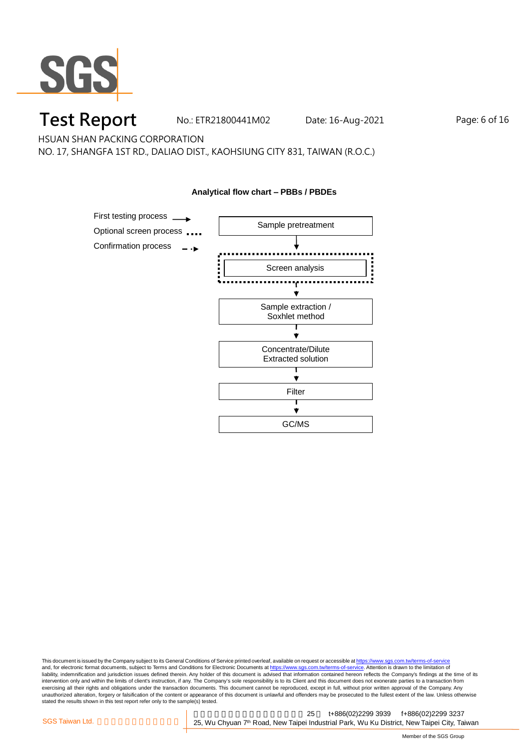HSUAN SHAN PACKING CORPORATION
NO. 17, SHANGFA 1ST RD., DALIAO DIST., KAOHSIUNG CITY 831, TAIWAN (R.O.C.)

**Analytical flow chart – PBBs / PBDEs**

First testing process ⟶
Optional screen process ....
Confirmation process - -▸

Sample pretreatment
↓
Screen analysis
↓
Sample extraction / Soxhlet method
↓
Concentrate/Dilute Extracted solution
↓
Filter
↓
GC/MS

This document is issued by the Company subject to its General Conditions of Service printed overleaf, available on request or accessible at https://www.sgs.com.tw/terms-of-service and, for electronic format documents, subject to Terms and Conditions for Electronic Documents at https://www.sgs.com.tw/terms-of-service. Attention is drawn to the limitation of liability, indemnification and jurisdiction issues defined therein. Any holder of this document is advised that information contained hereon reflects the Company's findings at the time of its intervention only and within the limits of client's instruction, if any. The Company's sole responsibility is to its Client and this document does not exonerate parties to a transaction from exercising all their rights and obligations under the transaction documents. This document cannot be reproduced, except in full, without prior written approval of the Company. Any unauthorized alteration, forgery or falsification of the content or appearance of this document is unlawful and offenders may be prosecuted to the fullest extent of the law. Unless otherwise stated the results shown in this test report refer only to the sample(s) tested.

SGS Taiwan Ltd. | 25, Wu Chyuan 7th Road, New Taipei Industrial Park, Wu Ku District, New Taipei City, Taiwan | t+886(02)2299 3939 f+886(02)2299 3237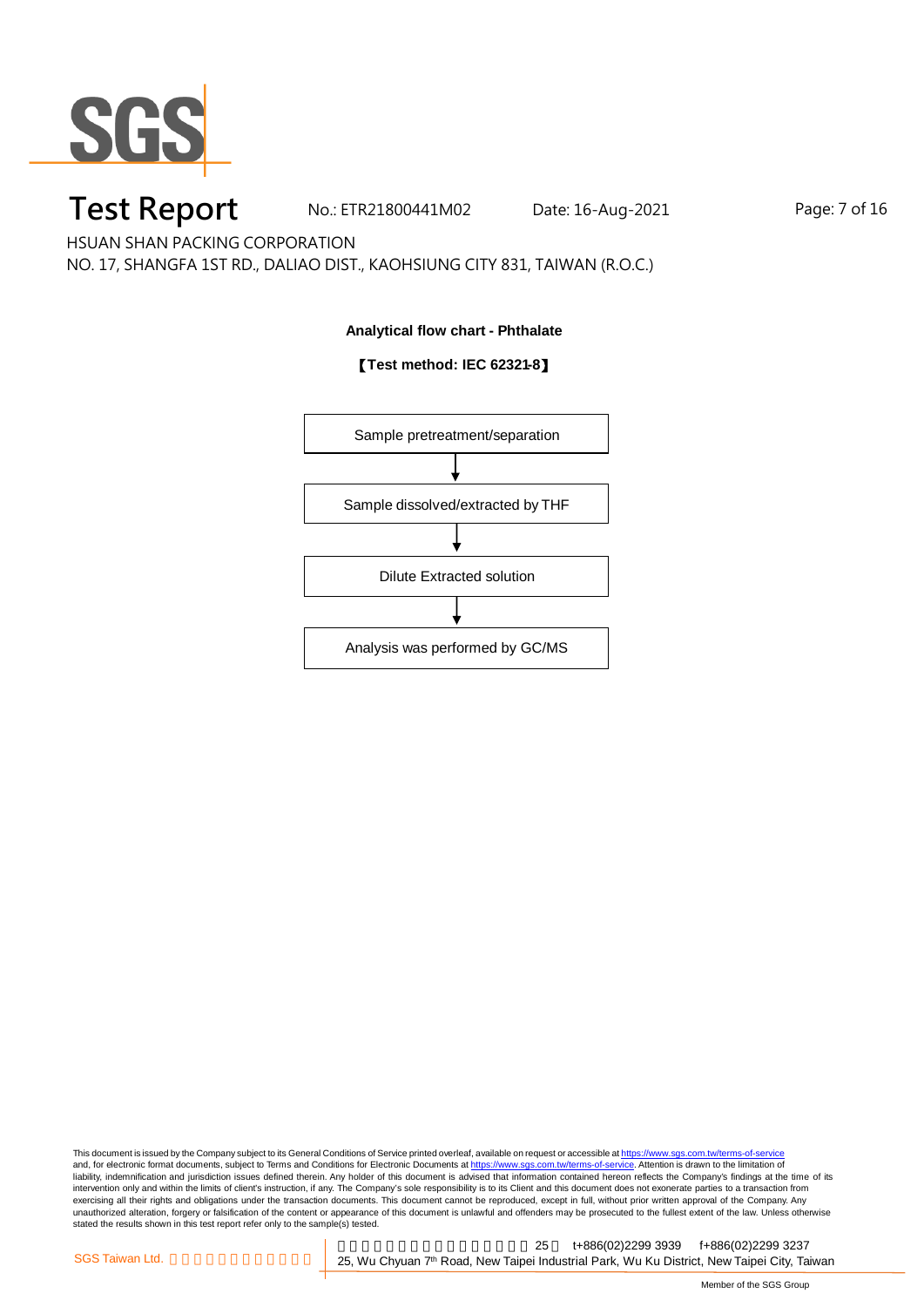# Test Report

No.: ETR21800441M02 Date: 16-Aug-2021

HSUAN SHAN PACKING CORPORATION

NO. 17, SHANGFA 1ST RD., DALIAO DIST., KAOHSIUNG CITY 831, TAIWAN (R.O.C.)

**Analytical flow chart - Phthalate**

**【Test method: IEC 62321-8】**

Sample pretreatment/separation

↓

Sample dissolved/extracted by THF

↓

Dilute Extracted solution

↓

Analysis was performed by GC/MS

This document is issued by the Company subject to its General Conditions of Service printed overleaf, available on request or accessible at https://www.sgs.com.tw/terms-of-service and, for electronic format documents, subject to Terms and Conditions for Electronic Documents at https://www.sgs.com.tw/terms-of-service. Attention is drawn to the limitation of liability, indemnification and jurisdiction issues defined therein. Any holder of this document is advised that information contained hereon reflects the Company's findings at the time of its intervention only and within the limits of client's instruction, if any. The Company's sole responsibility is to its Client and this document does not exonerate parties to a transaction from exercising all their rights and obligations under the transaction documents. This document cannot be reproduced, except in full, without prior written approval of the Company. Any unauthorized alteration, forgery or falsification of the content or appearance of this document is unlawful and offenders may be prosecuted to the fullest extent of the law. Unless otherwise stated the results shown in this test report refer only to the sample(s) tested.

SGS Taiwan Ltd. | 25, Wu Chyuan 7th Road, New Taipei Industrial Park, Wu Ku District, New Taipei City, Taiwan | t+886(02)2299 3939 f+886(02)2299 3237

Member of the SGS Group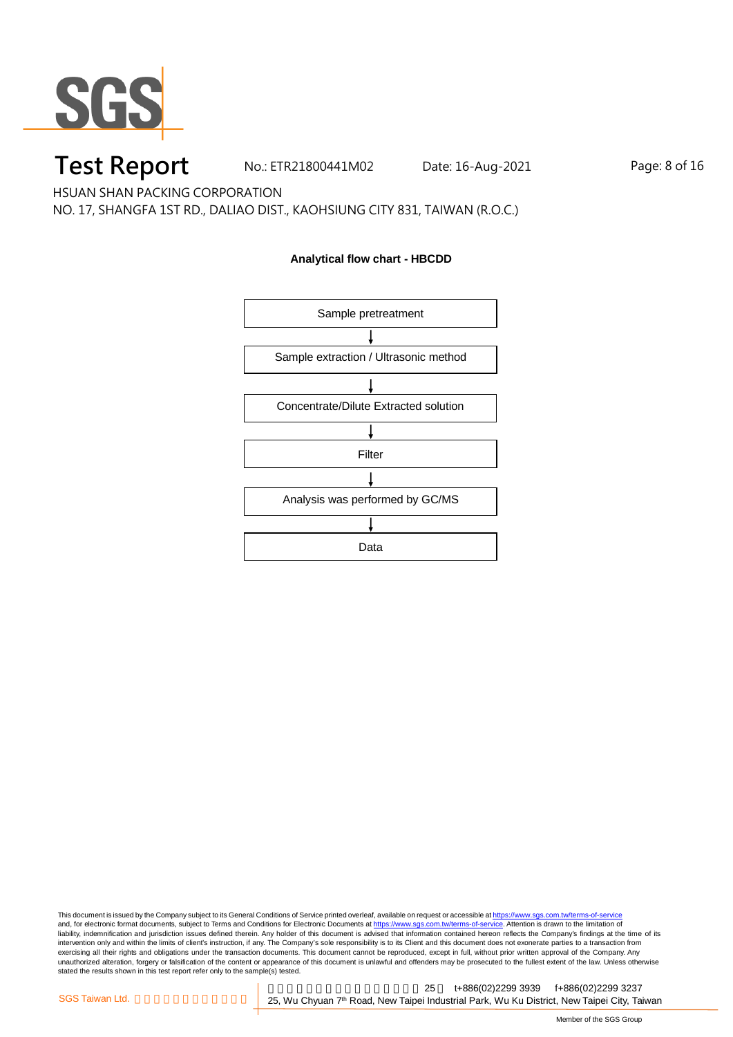## Analytical flow chart - HBCDD

Sample pretreatment

↓

Sample extraction / Ultrasonic method

↓

Concentrate/Dilute Extracted solution

↓

Filter

↓

Analysis was performed by GC/MS

↓

Data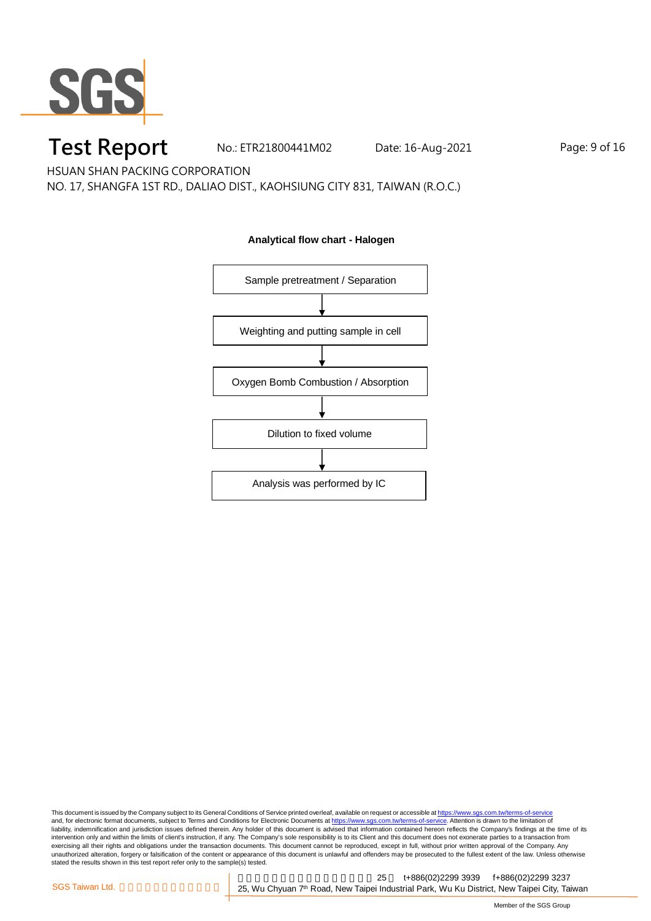HSUAN SHAN PACKING CORPORATION
NO. 17, SHANGFA 1ST RD., DALIAO DIST., KAOHSIUNG CITY 831, TAIWAN (R.O.C.)

**Analytical flow chart - Halogen**

Sample pretreatment / Separation

↓

Weighting and putting sample in cell

↓

Oxygen Bomb Combustion / Absorption

↓

Dilution to fixed volume

↓

Analysis was performed by IC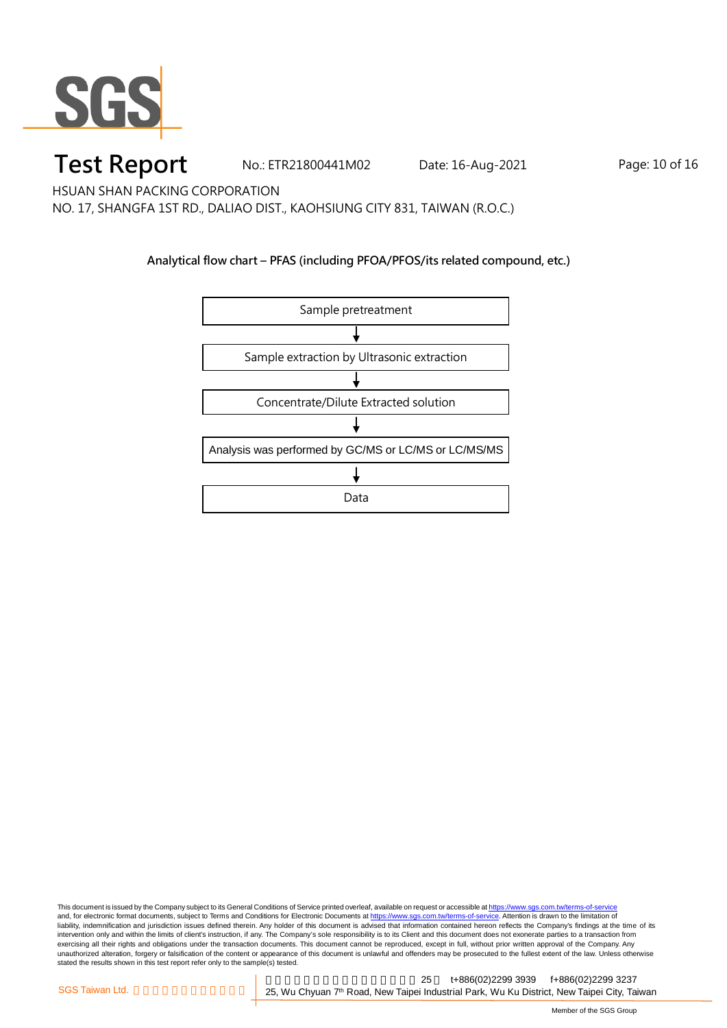# Test Report

No.: ETR21800441M02  Date: 16-Aug-2021

HSUAN SHAN PACKING CORPORATION

NO. 17, SHANGFA 1ST RD., DALIAO DIST., KAOHSIUNG CITY 831, TAIWAN (R.O.C.)

**Analytical flow chart – PFAS (including PFOA/PFOS/its related compound, etc.)**

Sample pretreatment

↓

Sample extraction by Ultrasonic extraction

↓

Concentrate/Dilute Extracted solution

↓

Analysis was performed by GC/MS or LC/MS or LC/MS/MS

↓

Data

This document is issued by the Company subject to its General Conditions of Service printed overleaf, available on request or accessible at https://www.sgs.com.tw/terms-of-service and, for electronic format documents, subject to Terms and Conditions for Electronic Documents at https://www.sgs.com.tw/terms-of-service. Attention is drawn to the limitation of liability, indemnification and jurisdiction issues defined therein. Any holder of this document is advised that information contained hereon reflects the Company's findings at the time of its intervention only and within the limits of client's instruction, if any. The Company's sole responsibility is to its Client and this document does not exonerate parties to a transaction from exercising all their rights and obligations under the transaction documents. This document cannot be reproduced, except in full, without prior written approval of the Company. Any unauthorized alteration, forgery or falsification of the content or appearance of this document is unlawful and offenders may be prosecuted to the fullest extent of the law. Unless otherwise stated the results shown in this test report refer only to the sample(s) tested.

SGS Taiwan Ltd. | 25, Wu Chyuan 7th Road, New Taipei Industrial Park, Wu Ku District, New Taipei City, Taiwan | t+886(02)2299 3939 f+886(02)2299 3237

Member of the SGS Group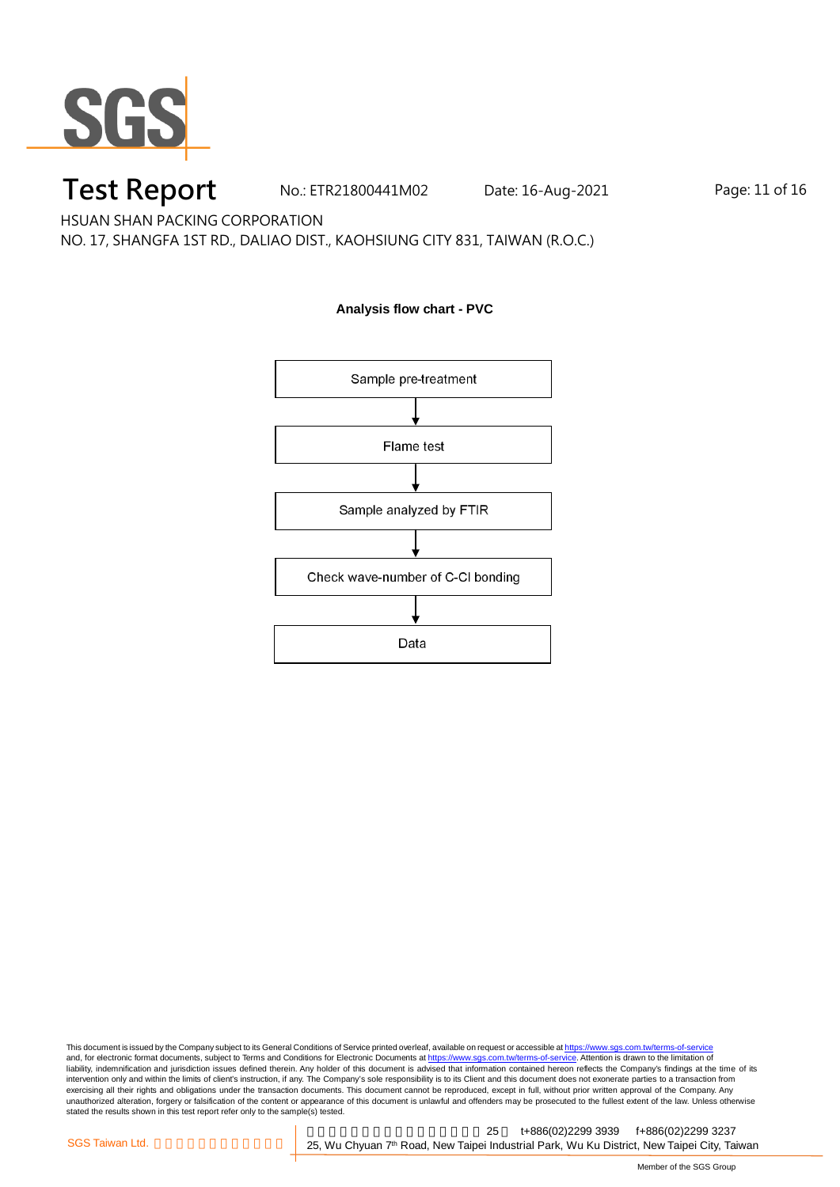HSUAN SHAN PACKING CORPORATION
NO. 17, SHANGFA 1ST RD., DALIAO DIST., KAOHSIUNG CITY 831, TAIWAN (R.O.C.)

**Analysis flow chart - PVC**

Sample pre-treatment
↓
Flame test
↓
Sample analyzed by FTIR
↓
Check wave-number of C-Cl bonding
↓
Data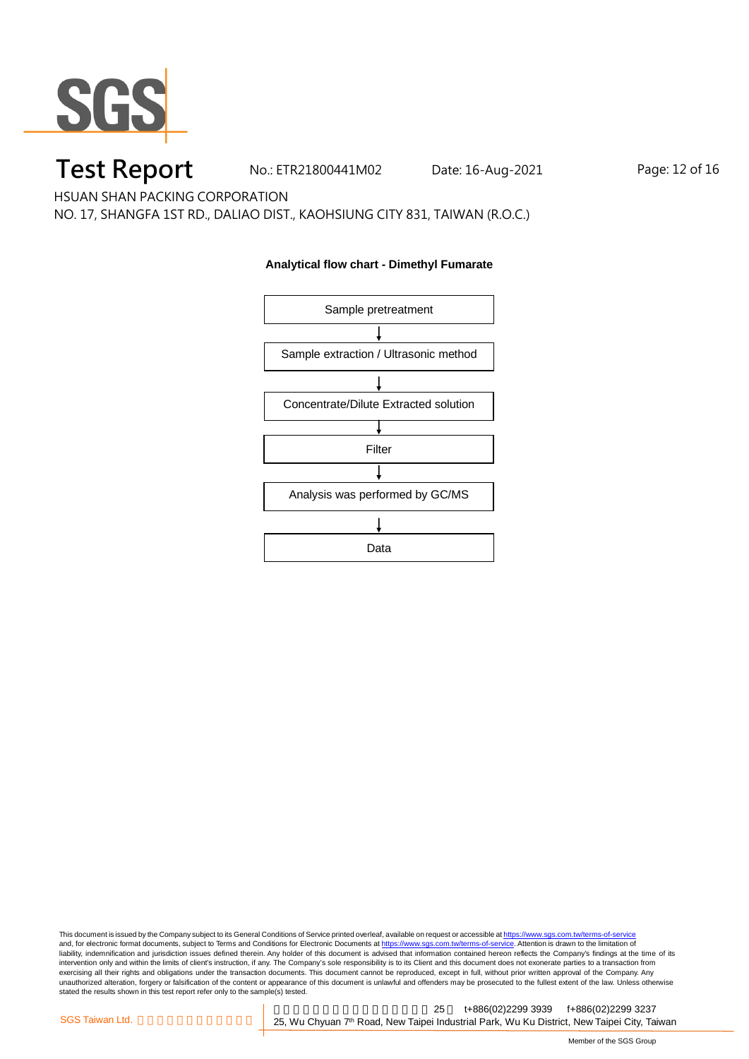**Analytical flow chart - Dimethyl Fumarate**

Sample pretreatment

↓

Sample extraction / Ultrasonic method

↓

Concentrate/Dilute Extracted solution

↓

Filter

↓

Analysis was performed by GC/MS

↓

Data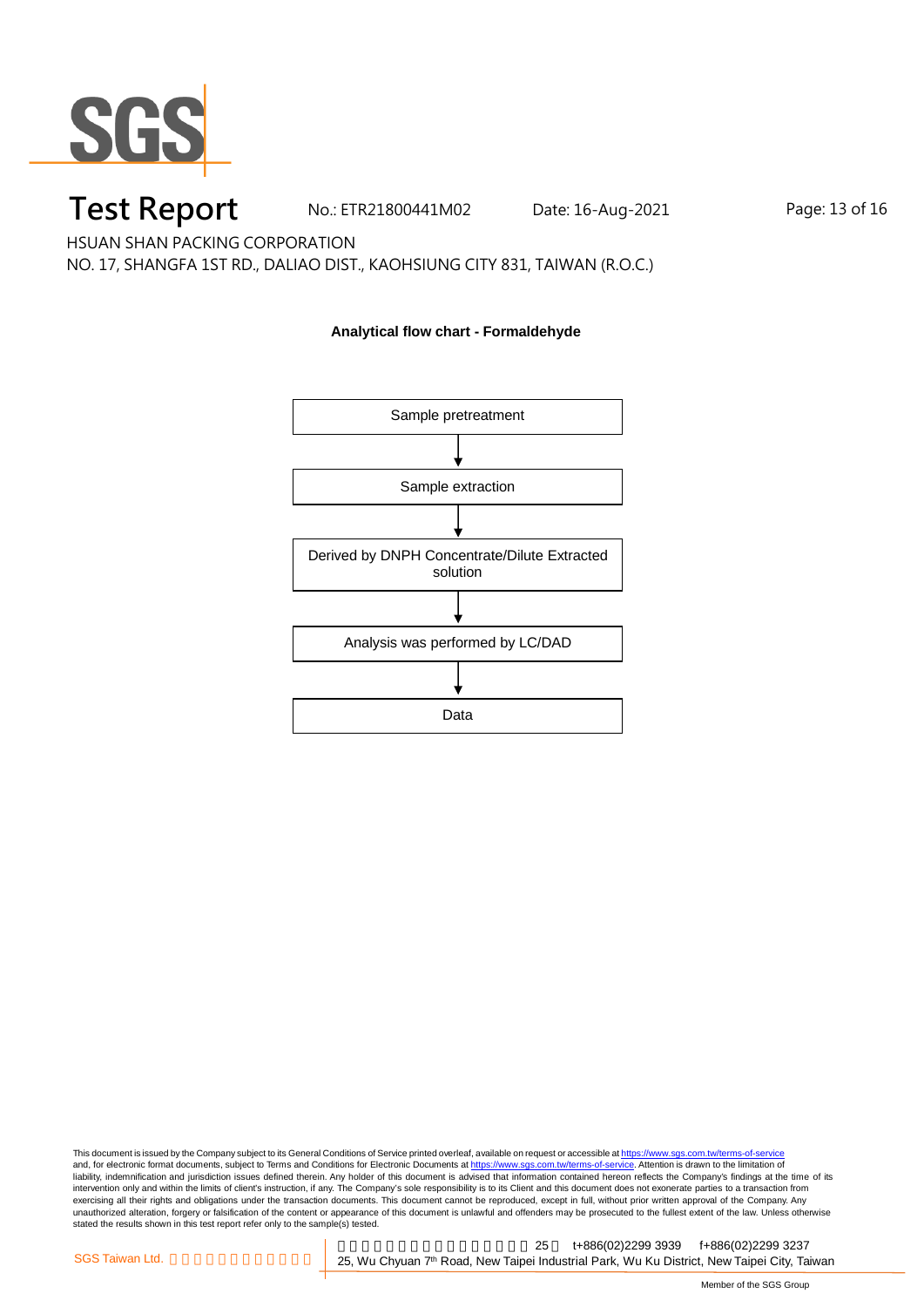# Test Report

No.: ETR21800441M02 Date: 16-Aug-2021

HSUAN SHAN PACKING CORPORATION

NO. 17, SHANGFA 1ST RD., DALIAO DIST., KAOHSIUNG CITY 831, TAIWAN (R.O.C.)

**Analytical flow chart - Formaldehyde**

Sample pretreatment

↓

Sample extraction

↓

Derived by DNPH Concentrate/Dilute Extracted solution

↓

Analysis was performed by LC/DAD

↓

Data

This document is issued by the Company subject to its General Conditions of Service printed overleaf, available on request or accessible at https://www.sgs.com.tw/terms-of-service and, for electronic format documents, subject to Terms and Conditions for Electronic Documents at https://www.sgs.com.tw/terms-of-service. Attention is drawn to the limitation of liability, indemnification and jurisdiction issues defined therein. Any holder of this document is advised that information contained hereon reflects the Company's findings at the time of its intervention only and within the limits of client's instruction, if any. The Company's sole responsibility is to its Client and this document does not exonerate parties to a transaction from exercising all their rights and obligations under the transaction documents. This document cannot be reproduced, except in full, without prior written approval of the Company. Any unauthorized alteration, forgery or falsification of the content or appearance of this document is unlawful and offenders may be prosecuted to the fullest extent of the law. Unless otherwise stated the results shown in this test report refer only to the sample(s) tested.

SGS Taiwan Ltd. | 25, Wu Chyuan 7th Road, New Taipei Industrial Park, Wu Ku District, New Taipei City, Taiwan | t+886(02)2299 3939 f+886(02)2299 3237

Member of the SGS Group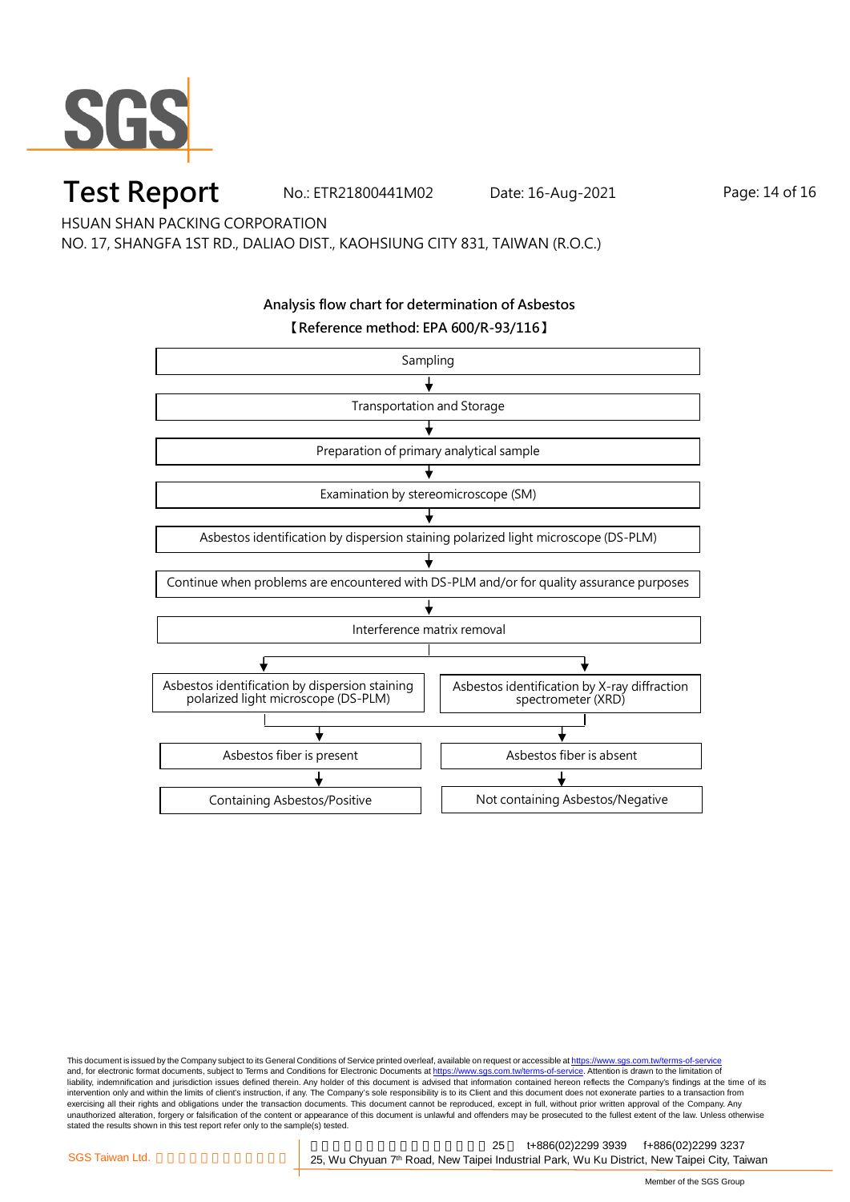# Test Report

No.: ETR21800441M02 Date: 16-Aug-2021

HSUAN SHAN PACKING CORPORATION
NO. 17, SHANGFA 1ST RD., DALIAO DIST., KAOHSIUNG CITY 831, TAIWAN (R.O.C.)

## Analysis flow chart for determination of Asbestos

【Reference method: EPA 600/R-93/116】

Sampling

↓

Transportation and Storage

↓

Preparation of primary analytical sample

↓

Examination by stereomicroscope (SM)

↓

Asbestos identification by dispersion staining polarized light microscope (DS-PLM)

↓

Continue when problems are encountered with DS-PLM and/or for quality assurance purposes

↓

Interference matrix removal

↓

| Asbestos identification by dispersion staining polarized light microscope (DS-PLM) | Asbestos identification by X-ray diffraction spectrometer (XRD) |
|---|---|
| ↓ | ↓ |
| Asbestos fiber is present | Asbestos fiber is absent |
| ↓ | ↓ |
| Containing Asbestos/Positive | Not containing Asbestos/Negative |

This document is issued by the Company subject to its General Conditions of Service printed overleaf, available on request or accessible at https://www.sgs.com.tw/terms-of-service and, for electronic format documents, subject to Terms and Conditions for Electronic Documents at https://www.sgs.com.tw/terms-of-service. Attention is drawn to the limitation of liability, indemnification and jurisdiction issues defined therein. Any holder of this document is advised that information contained hereon reflects the Company's findings at the time of its intervention only and within the limits of client's instruction, if any. The Company's sole responsibility is to its Client and this document does not exonerate parties to a transaction from exercising all their rights and obligations under the transaction documents. This document cannot be reproduced, except in full, without prior written approval of the Company. Any unauthorized alteration, forgery or falsification of the content or appearance of this document is unlawful and offenders may be prosecuted to the fullest extent of the law. Unless otherwise stated the results shown in this test report refer only to the sample(s) tested.

SGS Taiwan Ltd. | 25, Wu Chyuan 7th Road, New Taipei Industrial Park, Wu Ku District, New Taipei City, Taiwan | t+886(02)2299 3939 f+886(02)2299 3237

Member of the SGS Group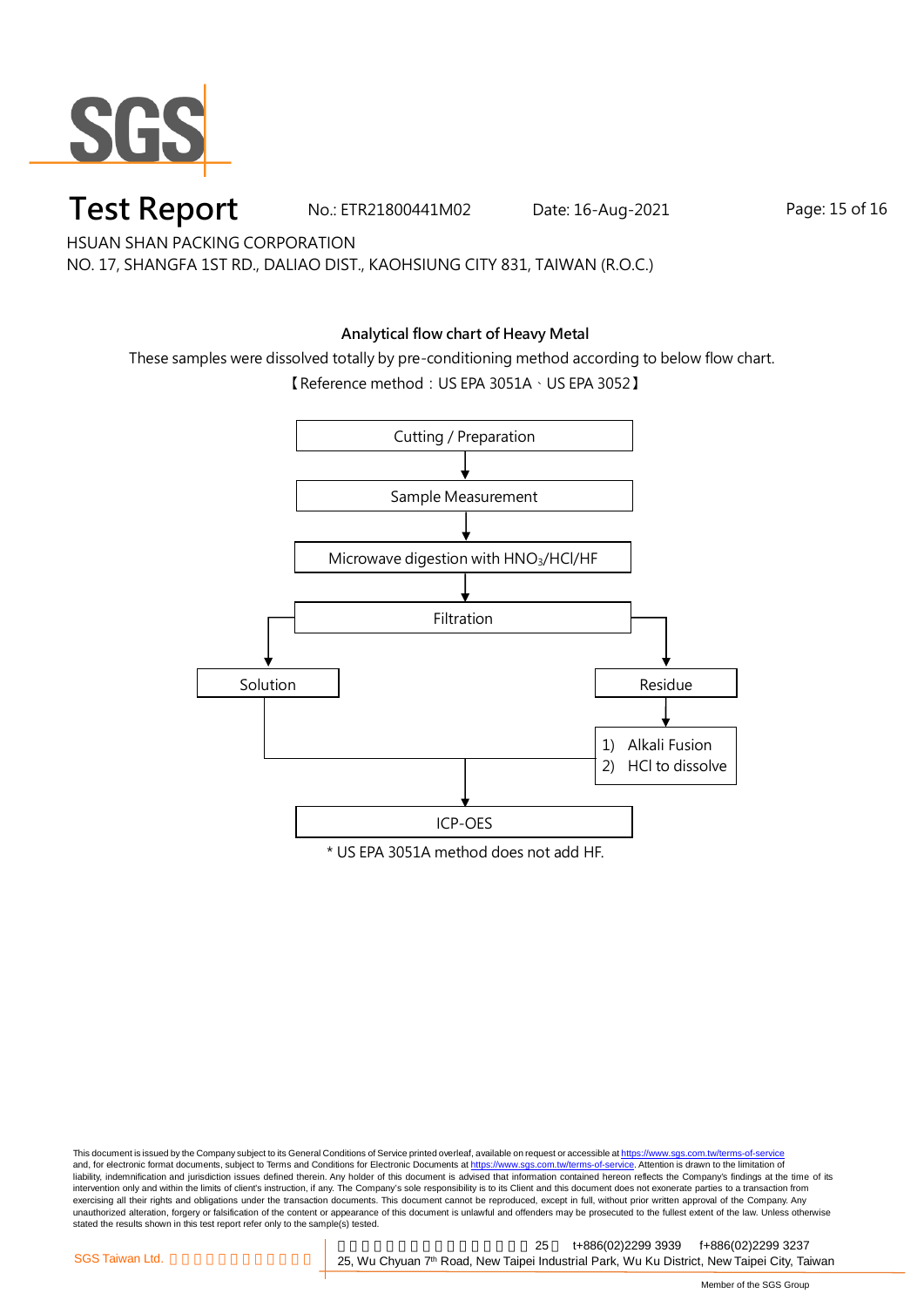HSUAN SHAN PACKING CORPORATION
NO. 17, SHANGFA 1ST RD., DALIAO DIST., KAOHSIUNG CITY 831, TAIWAN (R.O.C.)

## Analytical flow chart of Heavy Metal

These samples were dissolved totally by pre-conditioning method according to below flow chart.

【Reference method：US EPA 3051A、US EPA 3052】

Cutting / Preparation

↓

Sample Measurement

↓

Microwave digestion with $HNO_3$/HCl/HF

↓

Filtration

→ Solution → ICP-OES

→ Residue → 1) Alkali Fusion 2) HCl to dissolve → ICP-OES

ICP-OES

\* US EPA 3051A method does not add HF.

This document is issued by the Company subject to its General Conditions of Service printed overleaf, available on request or accessible at https://www.sgs.com.tw/terms-of-service and, for electronic format documents, subject to Terms and Conditions for Electronic Documents at https://www.sgs.com.tw/terms-of-service. Attention is drawn to the limitation of liability, indemnification and jurisdiction issues defined therein. Any holder of this document is advised that information contained hereon reflects the Company's findings at the time of its intervention only and within the limits of client's instruction, if any. The Company's sole responsibility is to its Client and this document does not exonerate parties to a transaction from exercising all their rights and obligations under the transaction documents. This document cannot be reproduced, except in full, without prior written approval of the Company. Any unauthorized alteration, forgery or falsification of the content or appearance of this document is unlawful and offenders may be prosecuted to the fullest extent of the law. Unless otherwise stated the results shown in this test report refer only to the sample(s) tested.

SGS Taiwan Ltd. | 25, Wu Chyuan 7th Road, New Taipei Industrial Park, Wu Ku District, New Taipei City, Taiwan | t+886(02)2299 3939 f+886(02)2299 3237

Member of the SGS Group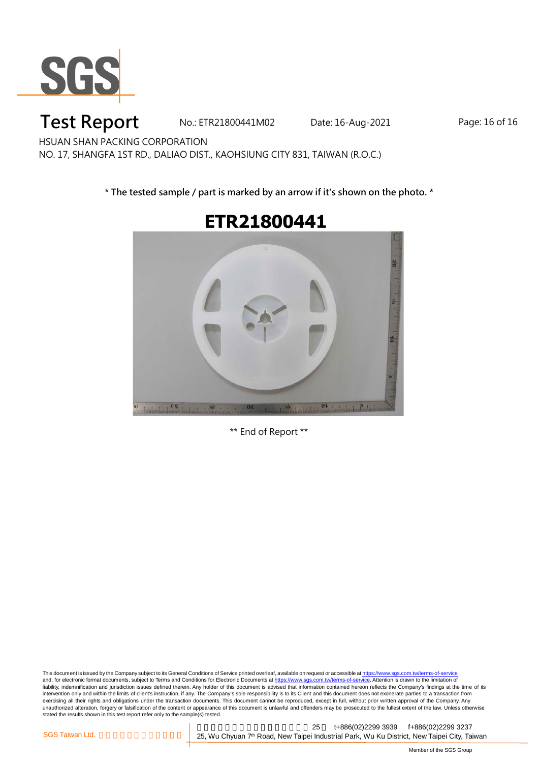* The tested sample / part is marked by an arrow if it's shown on the photo. *

**ETR21800441**

** End of Report **